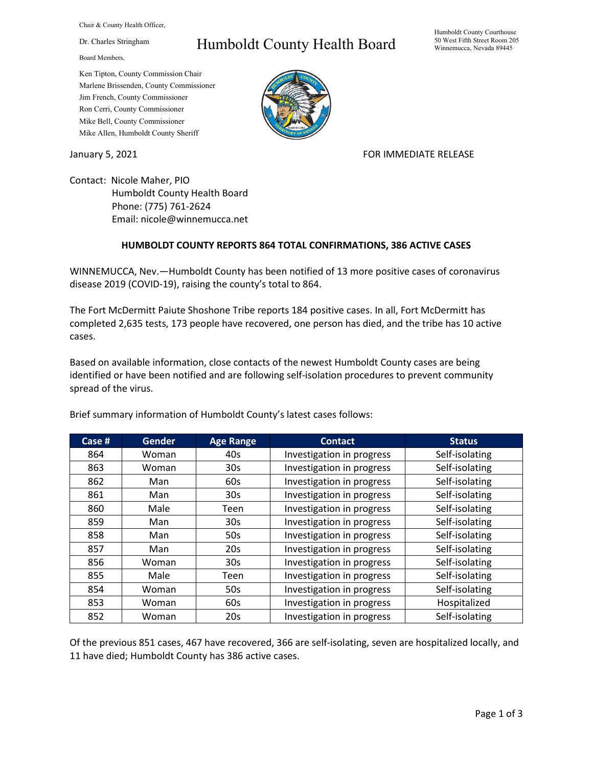Chair & County Health Officer,

Dr. Charles Stringham

Board Members,

Ken Tipton, County Commission Chair
Marlene Brissenden, County Commissioner
Jim French, County Commissioner
Ron Cerri, County Commissioner
Mike Bell, County Commissioner
Mike Allen, Humboldt County Sheriff

# Humboldt County Health Board

Humboldt County Courthouse
50 West Fifth Street Room 205
Winnemucca, Nevada 89445

January 5, 2021

FOR IMMEDIATE RELEASE

Contact: Nicole Maher, PIO
Humboldt County Health Board
Phone: (775) 761-2624
Email: nicole@winnemucca.net

## HUMBOLDT COUNTY REPORTS 864 TOTAL CONFIRMATIONS, 386 ACTIVE CASES

WINNEMUCCA, Nev.—Humboldt County has been notified of 13 more positive cases of coronavirus disease 2019 (COVID-19), raising the county's total to 864.

The Fort McDermitt Paiute Shoshone Tribe reports 184 positive cases. In all, Fort McDermitt has completed 2,635 tests, 173 people have recovered, one person has died, and the tribe has 10 active cases.

Based on available information, close contacts of the newest Humboldt County cases are being identified or have been notified and are following self-isolation procedures to prevent community spread of the virus.

Brief summary information of Humboldt County's latest cases follows:

| Case # | Gender | Age Range | Contact | Status |
|---|---|---|---|---|
| 864 | Woman | 40s | Investigation in progress | Self-isolating |
| 863 | Woman | 30s | Investigation in progress | Self-isolating |
| 862 | Man | 60s | Investigation in progress | Self-isolating |
| 861 | Man | 30s | Investigation in progress | Self-isolating |
| 860 | Male | Teen | Investigation in progress | Self-isolating |
| 859 | Man | 30s | Investigation in progress | Self-isolating |
| 858 | Man | 50s | Investigation in progress | Self-isolating |
| 857 | Man | 20s | Investigation in progress | Self-isolating |
| 856 | Woman | 30s | Investigation in progress | Self-isolating |
| 855 | Male | Teen | Investigation in progress | Self-isolating |
| 854 | Woman | 50s | Investigation in progress | Self-isolating |
| 853 | Woman | 60s | Investigation in progress | Hospitalized |
| 852 | Woman | 20s | Investigation in progress | Self-isolating |

Of the previous 851 cases, 467 have recovered, 366 are self-isolating, seven are hospitalized locally, and 11 have died; Humboldt County has 386 active cases.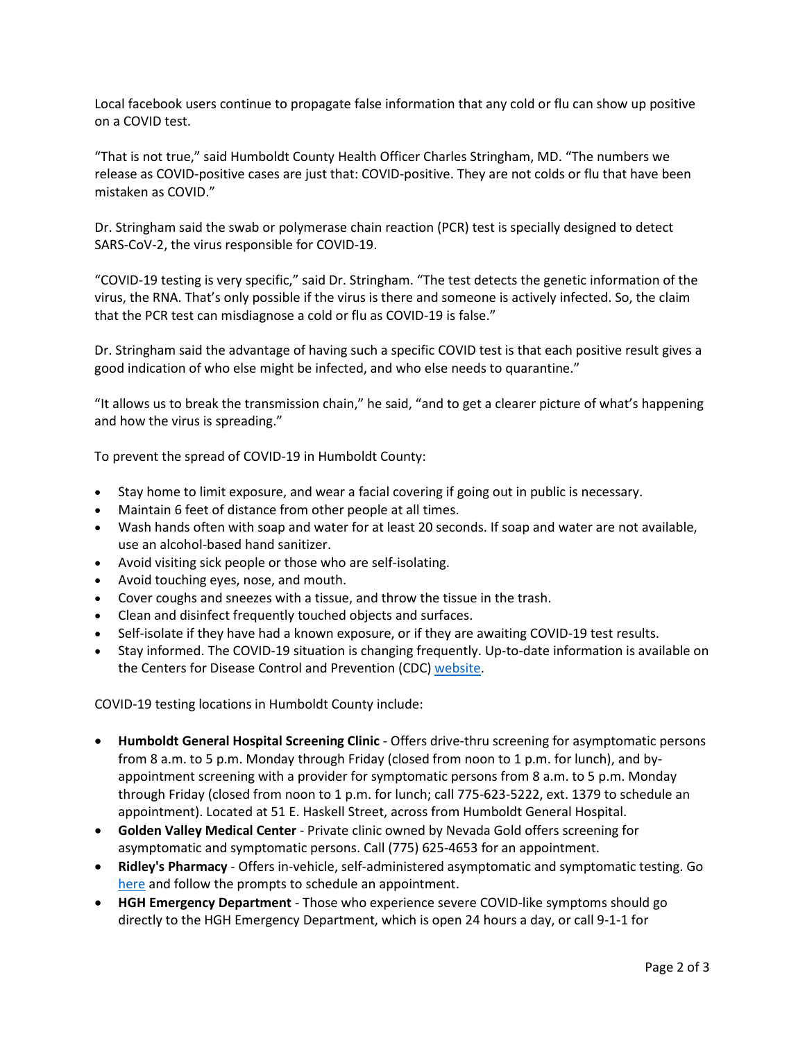Local facebook users continue to propagate false information that any cold or flu can show up positive on a COVID test.

"That is not true," said Humboldt County Health Officer Charles Stringham, MD. "The numbers we release as COVID-positive cases are just that: COVID-positive. They are not colds or flu that have been mistaken as COVID."

Dr. Stringham said the swab or polymerase chain reaction (PCR) test is specially designed to detect SARS-CoV-2, the virus responsible for COVID-19.

"COVID-19 testing is very specific," said Dr. Stringham. "The test detects the genetic information of the virus, the RNA. That's only possible if the virus is there and someone is actively infected. So, the claim that the PCR test can misdiagnose a cold or flu as COVID-19 is false."

Dr. Stringham said the advantage of having such a specific COVID test is that each positive result gives a good indication of who else might be infected, and who else needs to quarantine."

"It allows us to break the transmission chain," he said, "and to get a clearer picture of what's happening and how the virus is spreading."

To prevent the spread of COVID-19 in Humboldt County:

- Stay home to limit exposure, and wear a facial covering if going out in public is necessary.
- Maintain 6 feet of distance from other people at all times.
- Wash hands often with soap and water for at least 20 seconds. If soap and water are not available, use an alcohol-based hand sanitizer.
- Avoid visiting sick people or those who are self-isolating.
- Avoid touching eyes, nose, and mouth.
- Cover coughs and sneezes with a tissue, and throw the tissue in the trash.
- Clean and disinfect frequently touched objects and surfaces.
- Self-isolate if they have had a known exposure, or if they are awaiting COVID-19 test results.
- Stay informed. The COVID-19 situation is changing frequently. Up-to-date information is available on the Centers for Disease Control and Prevention (CDC) website.

COVID-19 testing locations in Humboldt County include:

- **Humboldt General Hospital Screening Clinic** - Offers drive-thru screening for asymptomatic persons from 8 a.m. to 5 p.m. Monday through Friday (closed from noon to 1 p.m. for lunch), and by-appointment screening with a provider for symptomatic persons from 8 a.m. to 5 p.m. Monday through Friday (closed from noon to 1 p.m. for lunch; call 775-623-5222, ext. 1379 to schedule an appointment). Located at 51 E. Haskell Street, across from Humboldt General Hospital.
- **Golden Valley Medical Center** - Private clinic owned by Nevada Gold offers screening for asymptomatic and symptomatic persons. Call (775) 625-4653 for an appointment.
- **Ridley's Pharmacy** - Offers in-vehicle, self-administered asymptomatic and symptomatic testing. Go here and follow the prompts to schedule an appointment.
- **HGH Emergency Department** - Those who experience severe COVID-like symptoms should go directly to the HGH Emergency Department, which is open 24 hours a day, or call 9-1-1 for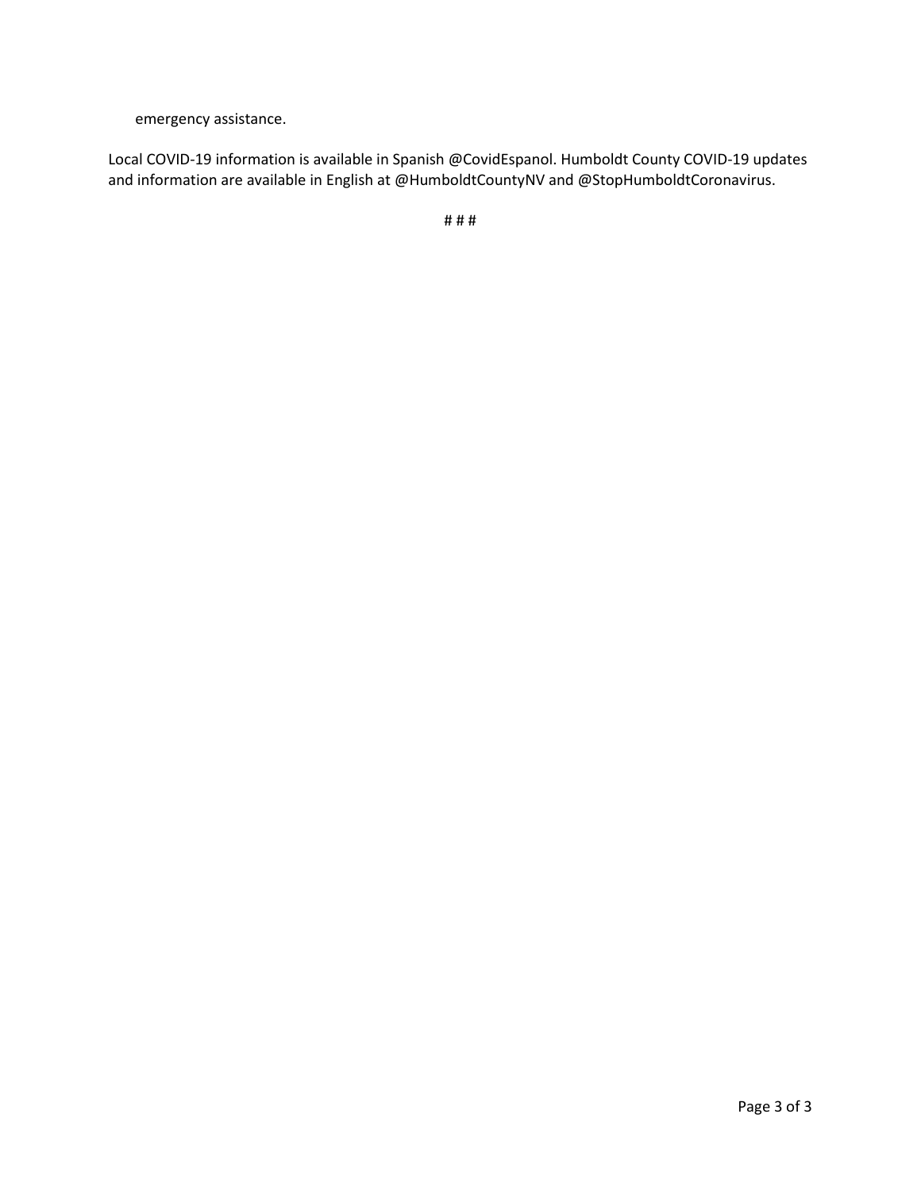emergency assistance.

Local COVID-19 information is available in Spanish @CovidEspanol. Humboldt County COVID-19 updates and information are available in English at @HumboldtCountyNV and @StopHumboldtCoronavirus.

# # #